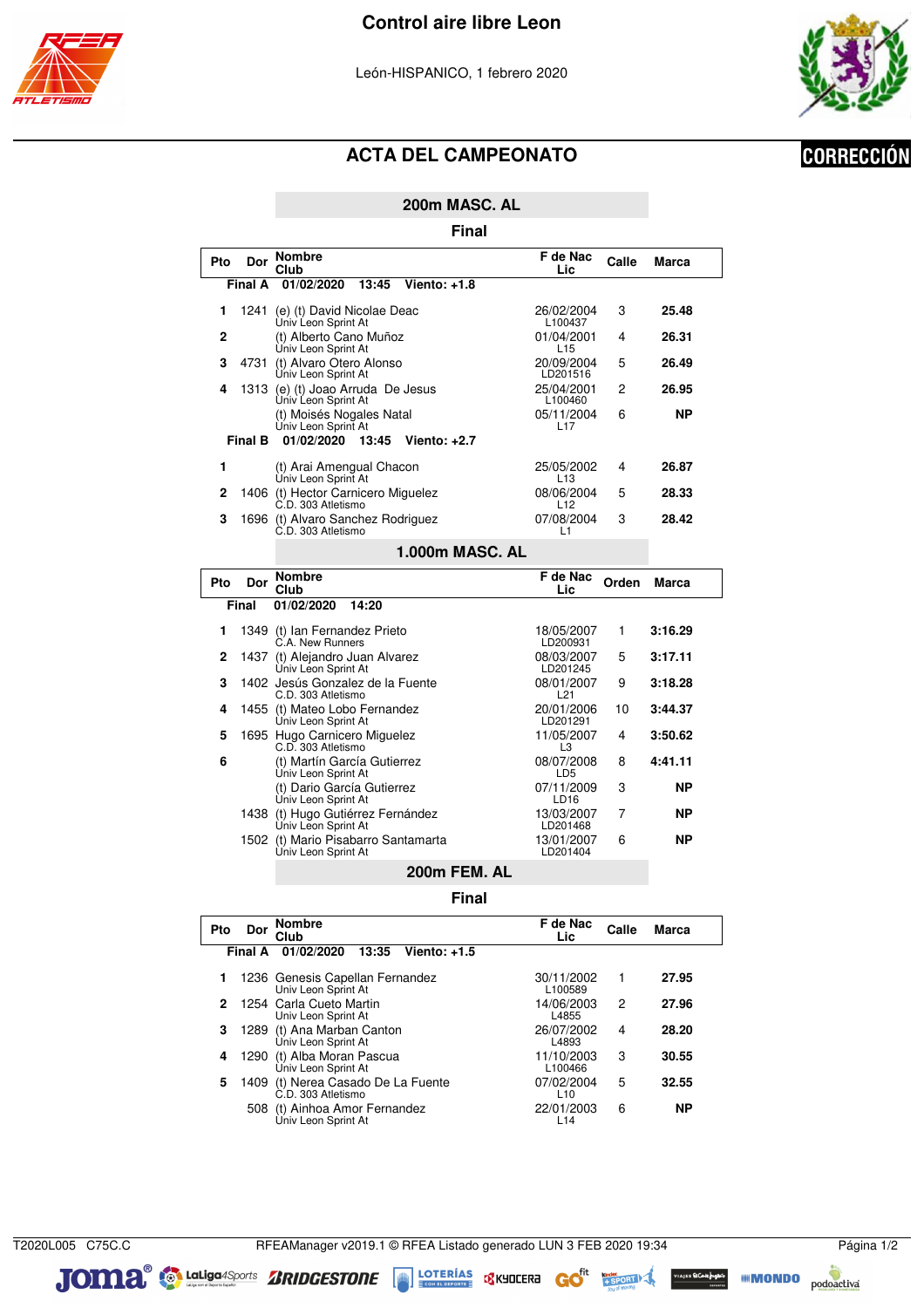# Control aire libre Leon

León-HISPANICO, 1 febrero 2020

CORRECCIÓN

## ACTA DEL CAMPEONATO

### 200m MASC. AL

#### Final

**Final A** 01/02/2020 13:45 Viento: +1.8

| Pto | Dor | Nombre / Club | F de Nac / Lic | Calle | Marca |
|---|---|---|---|---|---|
| 1 | 1241 | (e) (t) David Nicolae Deac<br>Univ Leon Sprint At | 26/02/2004<br>L100437 | 3 | **25.48** |
| 2 | | (t) Alberto Cano Muñoz<br>Univ Leon Sprint At | 01/04/2001<br>L15 | 4 | **26.31** |
| 3 | 4731 | (t) Alvaro Otero Alonso<br>Univ Leon Sprint At | 20/09/2004<br>LD201516 | 5 | **26.49** |
| 4 | 1313 | (e) (t) Joao Arruda De Jesus<br>Univ Leon Sprint At | 25/04/2001<br>L100460 | 2 | **26.95** |
| | | (t) Moisés Nogales Natal<br>Univ Leon Sprint At | 05/11/2004<br>L17 | 6 | **NP** |

**Final B** 01/02/2020 13:45 Viento: +2.7

| Pto | Dor | Nombre / Club | F de Nac / Lic | Calle | Marca |
|---|---|---|---|---|---|
| 1 | | (t) Arai Amengual Chacon<br>Univ Leon Sprint At | 25/05/2002<br>L13 | 4 | **26.87** |
| 2 | 1406 | (t) Hector Carnicero Miguelez<br>C.D. 303 Atletismo | 08/06/2004<br>L12 | 5 | **28.33** |
| 3 | 1696 | (t) Alvaro Sanchez Rodriguez<br>C.D. 303 Atletismo | 07/08/2004<br>L1 | 3 | **28.42** |

### 1.000m MASC. AL

**Final** 01/02/2020 14:20

| Pto | Dor | Nombre / Club | F de Nac / Lic | Orden | Marca |
|---|---|---|---|---|---|
| 1 | 1349 | (t) Ian Fernandez Prieto<br>C.A. New Runners | 18/05/2007<br>LD200931 | 1 | **3:16.29** |
| 2 | 1437 | (t) Alejandro Juan Alvarez<br>Univ Leon Sprint At | 08/03/2007<br>LD201245 | 5 | **3:17.11** |
| 3 | 1402 | Jesús Gonzalez de la Fuente<br>C.D. 303 Atletismo | 08/01/2007<br>L21 | 9 | **3:18.28** |
| 4 | 1455 | (t) Mateo Lobo Fernandez<br>Univ Leon Sprint At | 20/01/2006<br>LD201291 | 10 | **3:44.37** |
| 5 | 1695 | Hugo Carnicero Miguelez<br>C.D. 303 Atletismo | 11/05/2007<br>L3 | 4 | **3:50.62** |
| 6 | | (t) Martín García Gutierrez<br>Univ Leon Sprint At | 08/07/2008<br>LD5 | 8 | **4:41.11** |
| | | (t) Dario García Gutierrez<br>Univ Leon Sprint At | 07/11/2009<br>LD16 | 3 | **NP** |
| | 1438 | (t) Hugo Gutiérrez Fernández<br>Univ Leon Sprint At | 13/03/2007<br>LD201468 | 7 | **NP** |
| | 1502 | (t) Mario Pisabarro Santamarta<br>Univ Leon Sprint At | 13/01/2007<br>LD201404 | 6 | **NP** |

### 200m FEM. AL

#### Final

**Final A** 01/02/2020 13:35 Viento: +1.5

| Pto | Dor | Nombre / Club | F de Nac / Lic | Calle | Marca |
|---|---|---|---|---|---|
| 1 | 1236 | Genesis Capellan Fernandez<br>Univ Leon Sprint At | 30/11/2002<br>L100589 | 1 | **27.95** |
| 2 | 1254 | Carla Cueto Martin<br>Univ Leon Sprint At | 14/06/2003<br>L4855 | 2 | **27.96** |
| 3 | 1289 | (t) Ana Marban Canton<br>Univ Leon Sprint At | 26/07/2002<br>L4893 | 4 | **28.20** |
| 4 | 1290 | (t) Alba Moran Pascua<br>Univ Leon Sprint At | 11/10/2003<br>L100466 | 3 | **30.55** |
| 5 | 1409 | (t) Nerea Casado De La Fuente<br>C.D. 303 Atletismo | 07/02/2004<br>L10 | 5 | **32.55** |
| | 508 | (t) Ainhoa Amor Fernandez<br>Univ Leon Sprint At | 22/01/2003<br>L14 | 6 | **NP** |

T2020L005 C75C.C RFEAManager v2019.1 © RFEA Listado generado LUN 3 FEB 2020 19:34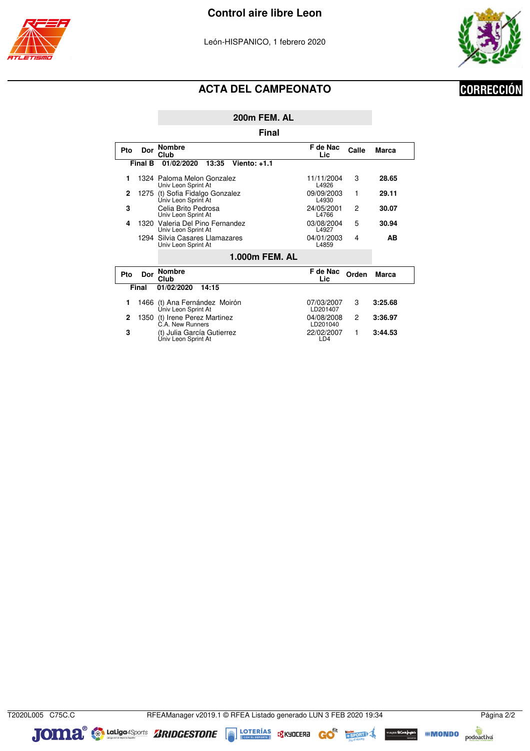# Control aire libre Leon

León-HISPANICO, 1 febrero 2020

## ACTA DEL CAMPEONATO

**CORRECCIÓN**

### 200m FEM. AL

#### Final

**Final B** 01/02/2020 13:35 Viento: +1.1

| Pto | Dor | Nombre / Club | F de Nac / Lic | Calle | Marca |
|---|---|---|---|---|---|
| 1 | 1324 | Paloma Melon Gonzalez / Univ Leon Sprint At | 11/11/2004 / L4926 | 3 | **28.65** |
| 2 | 1275 | (t) Sofia Fidalgo Gonzalez / Univ Leon Sprint At | 09/09/2003 / L4930 | 1 | **29.11** |
| 3 | | Celia Brito Pedrosa / Univ Leon Sprint At | 24/05/2001 / L4766 | 2 | **30.07** |
| 4 | 1320 | Valeria Del Pino Fernandez / Univ Leon Sprint At | 03/08/2004 / L4927 | 5 | **30.94** |
| | 1294 | Silvia Casares Llamazares / Univ Leon Sprint At | 04/01/2003 / L4859 | 4 | **AB** |

### 1.000m FEM. AL

**Final** 01/02/2020 14:15

| Pto | Dor | Nombre / Club | F de Nac / Lic | Orden | Marca |
|---|---|---|---|---|---|
| 1 | 1466 | (t) Ana Fernández Moirón / Univ Leon Sprint At | 07/03/2007 / LD201407 | 3 | **3:25.68** |
| 2 | 1350 | (t) Irene Perez Martinez / C.A. New Runners | 04/08/2008 / LD201040 | 2 | **3:36.97** |
| 3 | | (t) Julia García Gutierrez / Univ Leon Sprint At | 22/02/2007 / LD4 | 1 | **3:44.53** |

T2020L005 C75C.C RFEAManager v2019.1 © RFEA Listado generado LUN 3 FEB 2020 19:34